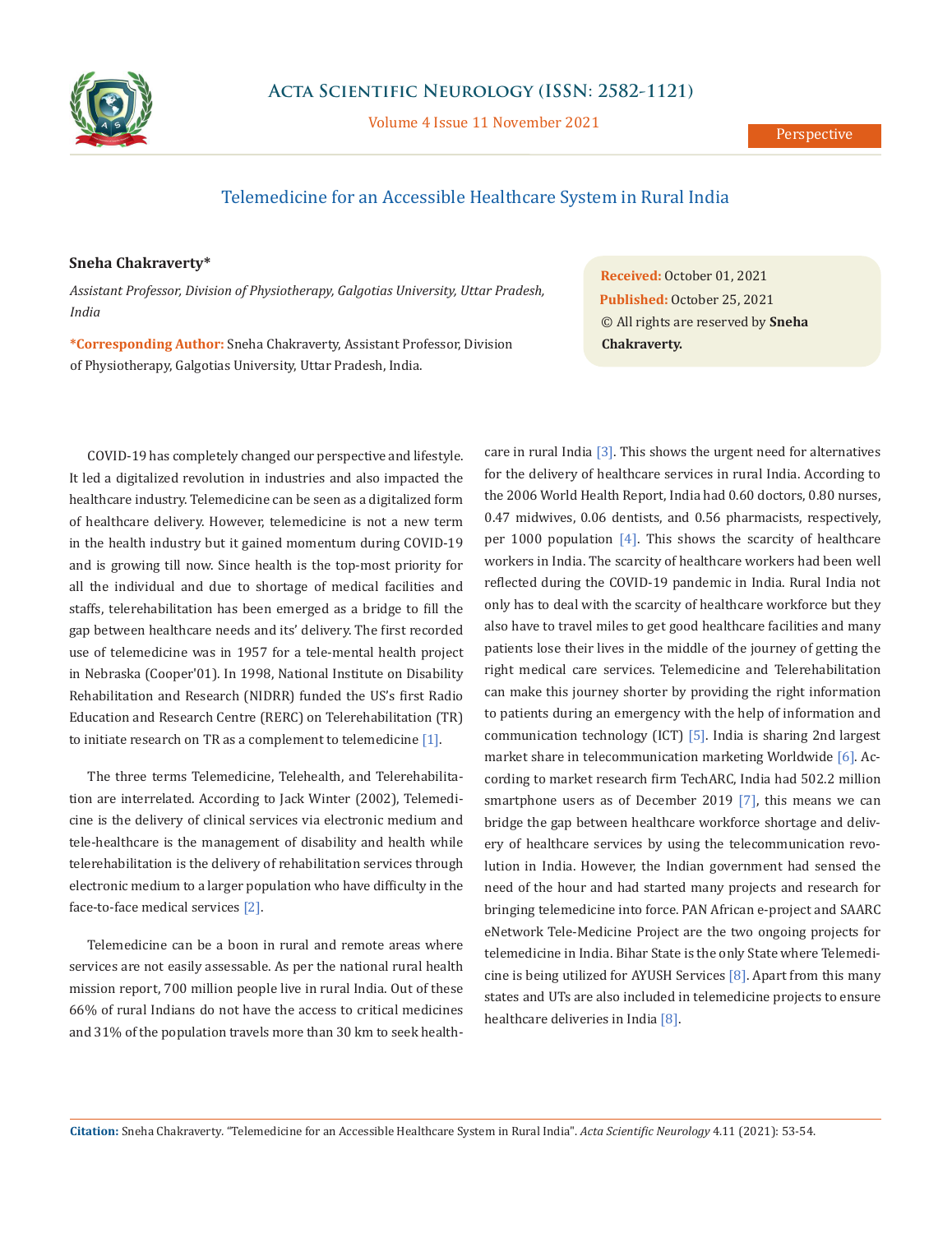Perspective

# Telemedicine for an Accessible Healthcare System in Rural India

**Sneha Chakraverty***

*Assistant Professor, Division of Physiotherapy, Galgotias University, Uttar Pradesh, India*

***Corresponding Author:** Sneha Chakraverty, Assistant Professor, Division of Physiotherapy, Galgotias University, Uttar Pradesh, India.

**Received:** October 01, 2021
**Published:** October 25, 2021
© All rights are reserved by **Sneha Chakraverty.**

COVID-19 has completely changed our perspective and lifestyle. It led a digitalized revolution in industries and also impacted the healthcare industry. Telemedicine can be seen as a digitalized form of healthcare delivery. However, telemedicine is not a new term in the health industry but it gained momentum during COVID-19 and is growing till now. Since health is the top-most priority for all the individual and due to shortage of medical facilities and staffs, telerehabilitation has been emerged as a bridge to fill the gap between healthcare needs and its' delivery. The first recorded use of telemedicine was in 1957 for a tele-mental health project in Nebraska (Cooper'01). In 1998, National Institute on Disability Rehabilitation and Research (NIDRR) funded the US's first Radio Education and Research Centre (RERC) on Telerehabilitation (TR) to initiate research on TR as a complement to telemedicine [1].

The three terms Telemedicine, Telehealth, and Telerehabilitation are interrelated. According to Jack Winter (2002), Telemedicine is the delivery of clinical services via electronic medium and tele-healthcare is the management of disability and health while telerehabilitation is the delivery of rehabilitation services through electronic medium to a larger population who have difficulty in the face-to-face medical services [2].

Telemedicine can be a boon in rural and remote areas where services are not easily assessable. As per the national rural health mission report, 700 million people live in rural India. Out of these 66% of rural Indians do not have the access to critical medicines and 31% of the population travels more than 30 km to seek healthcare in rural India [3]. This shows the urgent need for alternatives for the delivery of healthcare services in rural India. According to the 2006 World Health Report, India had 0.60 doctors, 0.80 nurses, 0.47 midwives, 0.06 dentists, and 0.56 pharmacists, respectively, per 1000 population [4]. This shows the scarcity of healthcare workers in India. The scarcity of healthcare workers had been well reflected during the COVID-19 pandemic in India. Rural India not only has to deal with the scarcity of healthcare workforce but they also have to travel miles to get good healthcare facilities and many patients lose their lives in the middle of the journey of getting the right medical care services. Telemedicine and Telerehabilitation can make this journey shorter by providing the right information to patients during an emergency with the help of information and communication technology (ICT) [5]. India is sharing 2nd largest market share in telecommunication marketing Worldwide [6]. According to market research firm TechARC, India had 502.2 million smartphone users as of December 2019 [7], this means we can bridge the gap between healthcare workforce shortage and delivery of healthcare services by using the telecommunication revolution in India. However, the Indian government had sensed the need of the hour and had started many projects and research for bringing telemedicine into force. PAN African e-project and SAARC eNetwork Tele-Medicine Project are the two ongoing projects for telemedicine in India. Bihar State is the only State where Telemedicine is being utilized for AYUSH Services [8]. Apart from this many states and UTs are also included in telemedicine projects to ensure healthcare deliveries in India [8].

**Citation:** Sneha Chakraverty. "Telemedicine for an Accessible Healthcare System in Rural India". *Acta Scientific Neurology* 4.11 (2021): 53-54.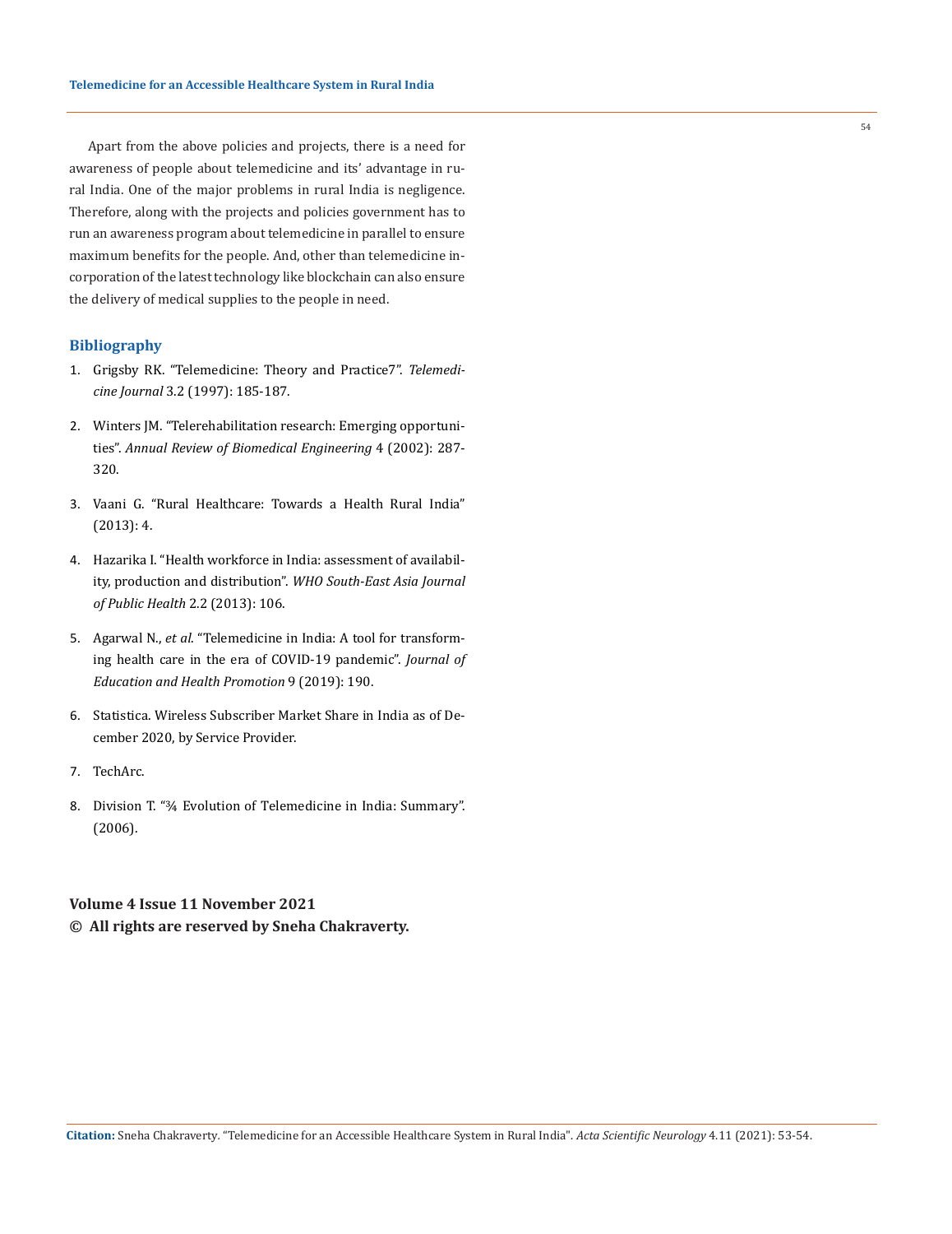Apart from the above policies and projects, there is a need for awareness of people about telemedicine and its' advantage in rural India. One of the major problems in rural India is negligence. Therefore, along with the projects and policies government has to run an awareness program about telemedicine in parallel to ensure maximum benefits for the people. And, other than telemedicine incorporation of the latest technology like blockchain can also ensure the delivery of medical supplies to the people in need.

## Bibliography

1. Grigsby RK. "Telemedicine: Theory and Practice7". *Telemedicine Journal* 3.2 (1997): 185-187.
2. Winters JM. "Telerehabilitation research: Emerging opportunities". *Annual Review of Biomedical Engineering* 4 (2002): 287-320.
3. Vaani G. "Rural Healthcare: Towards a Health Rural India" (2013): 4.
4. Hazarika I. "Health workforce in India: assessment of availability, production and distribution". *WHO South-East Asia Journal of Public Health* 2.2 (2013): 106.
5. Agarwal N., *et al*. "Telemedicine in India: A tool for transforming health care in the era of COVID-19 pandemic". *Journal of Education and Health Promotion* 9 (2019): 190.
6. Statistica. Wireless Subscriber Market Share in India as of December 2020, by Service Provider.
7. TechArc.
8. Division T. "¾ Evolution of Telemedicine in India: Summary". (2006).

**Volume 4 Issue 11 November 2021**
**© All rights are reserved by Sneha Chakraverty.**